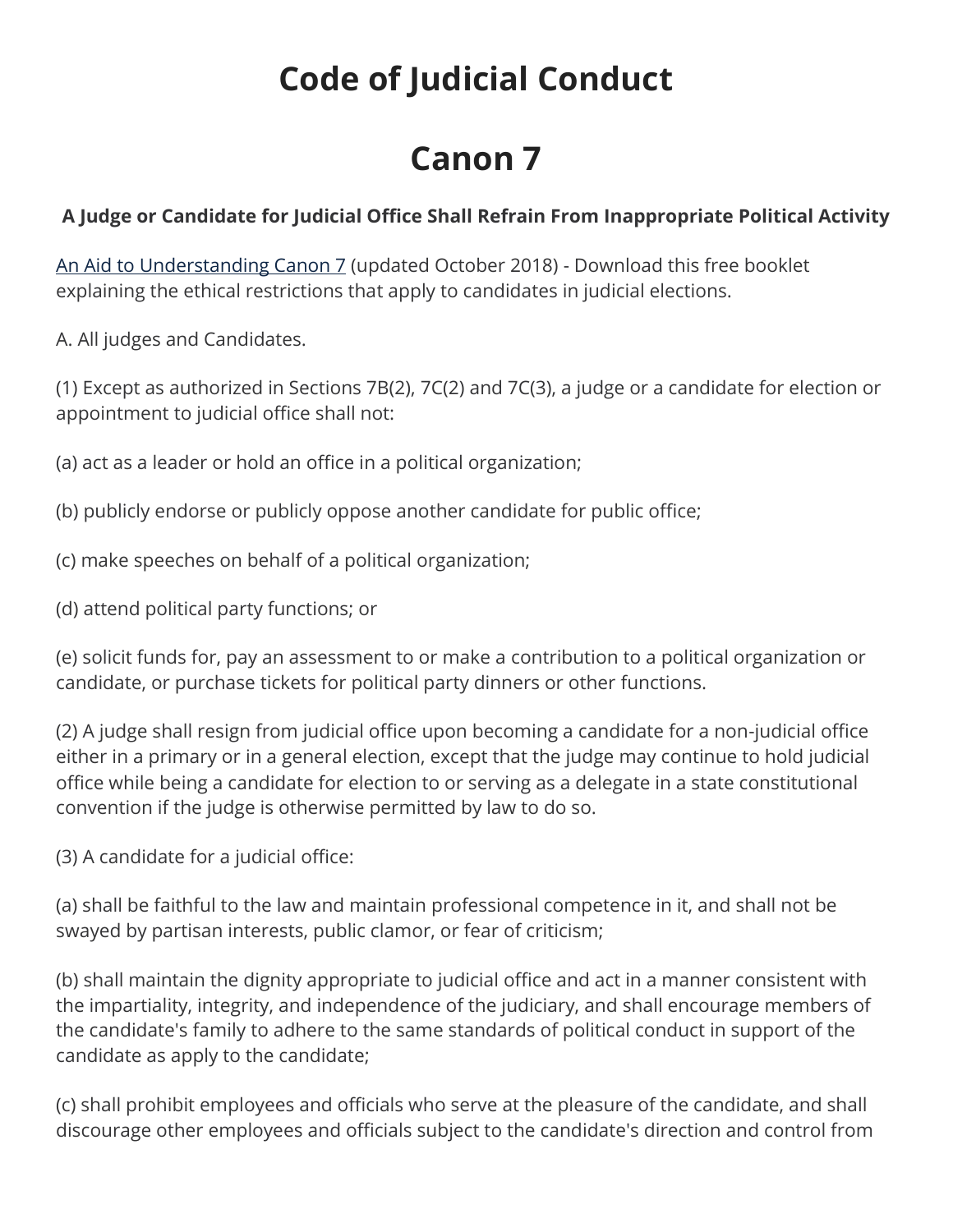# Code of Judicial Conduct

# Canon 7

**A Judge or Candidate for Judicial Office Shall Refrain From Inappropriate Political Activity**

[An Aid to Understanding Canon 7] (updated October 2018) - Download this free booklet explaining the ethical restrictions that apply to candidates in judicial elections.

A. All judges and Candidates.

(1) Except as authorized in Sections 7B(2), 7C(2) and 7C(3), a judge or a candidate for election or appointment to judicial office shall not:

(a) act as a leader or hold an office in a political organization;

(b) publicly endorse or publicly oppose another candidate for public office;

(c) make speeches on behalf of a political organization;

(d) attend political party functions; or

(e) solicit funds for, pay an assessment to or make a contribution to a political organization or candidate, or purchase tickets for political party dinners or other functions.

(2) A judge shall resign from judicial office upon becoming a candidate for a non-judicial office either in a primary or in a general election, except that the judge may continue to hold judicial office while being a candidate for election to or serving as a delegate in a state constitutional convention if the judge is otherwise permitted by law to do so.

(3) A candidate for a judicial office:

(a) shall be faithful to the law and maintain professional competence in it, and shall not be swayed by partisan interests, public clamor, or fear of criticism;

(b) shall maintain the dignity appropriate to judicial office and act in a manner consistent with the impartiality, integrity, and independence of the judiciary, and shall encourage members of the candidate's family to adhere to the same standards of political conduct in support of the candidate as apply to the candidate;

(c) shall prohibit employees and officials who serve at the pleasure of the candidate, and shall discourage other employees and officials subject to the candidate's direction and control from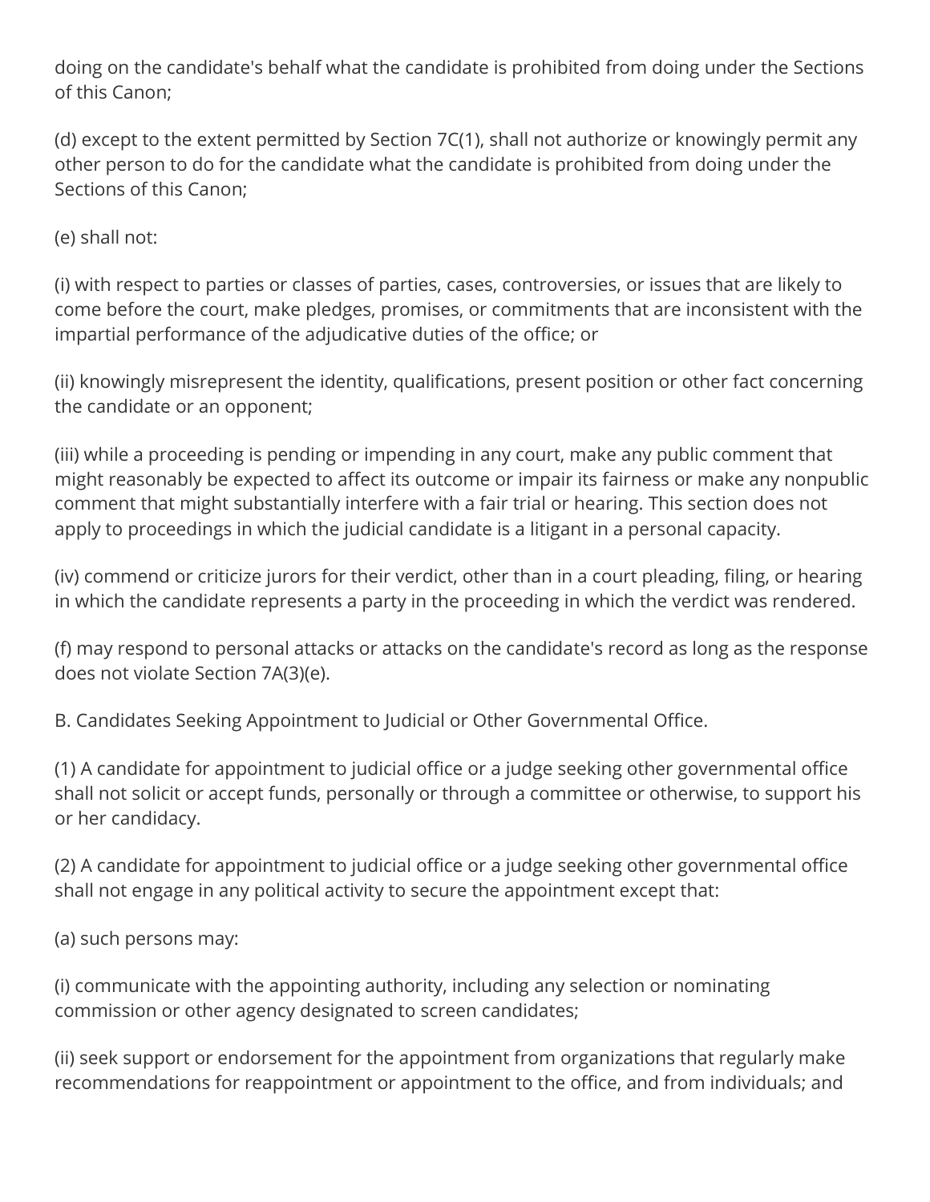doing on the candidate's behalf what the candidate is prohibited from doing under the Sections of this Canon;

(d) except to the extent permitted by Section 7C(1), shall not authorize or knowingly permit any other person to do for the candidate what the candidate is prohibited from doing under the Sections of this Canon;

(e) shall not:

(i) with respect to parties or classes of parties, cases, controversies, or issues that are likely to come before the court, make pledges, promises, or commitments that are inconsistent with the impartial performance of the adjudicative duties of the office; or

(ii) knowingly misrepresent the identity, qualifications, present position or other fact concerning the candidate or an opponent;

(iii) while a proceeding is pending or impending in any court, make any public comment that might reasonably be expected to affect its outcome or impair its fairness or make any nonpublic comment that might substantially interfere with a fair trial or hearing. This section does not apply to proceedings in which the judicial candidate is a litigant in a personal capacity.

(iv) commend or criticize jurors for their verdict, other than in a court pleading, filing, or hearing in which the candidate represents a party in the proceeding in which the verdict was rendered.

(f) may respond to personal attacks or attacks on the candidate's record as long as the response does not violate Section 7A(3)(e).

B. Candidates Seeking Appointment to Judicial or Other Governmental Office.

(1) A candidate for appointment to judicial office or a judge seeking other governmental office shall not solicit or accept funds, personally or through a committee or otherwise, to support his or her candidacy.

(2) A candidate for appointment to judicial office or a judge seeking other governmental office shall not engage in any political activity to secure the appointment except that:

(a) such persons may:

(i) communicate with the appointing authority, including any selection or nominating commission or other agency designated to screen candidates;

(ii) seek support or endorsement for the appointment from organizations that regularly make recommendations for reappointment or appointment to the office, and from individuals; and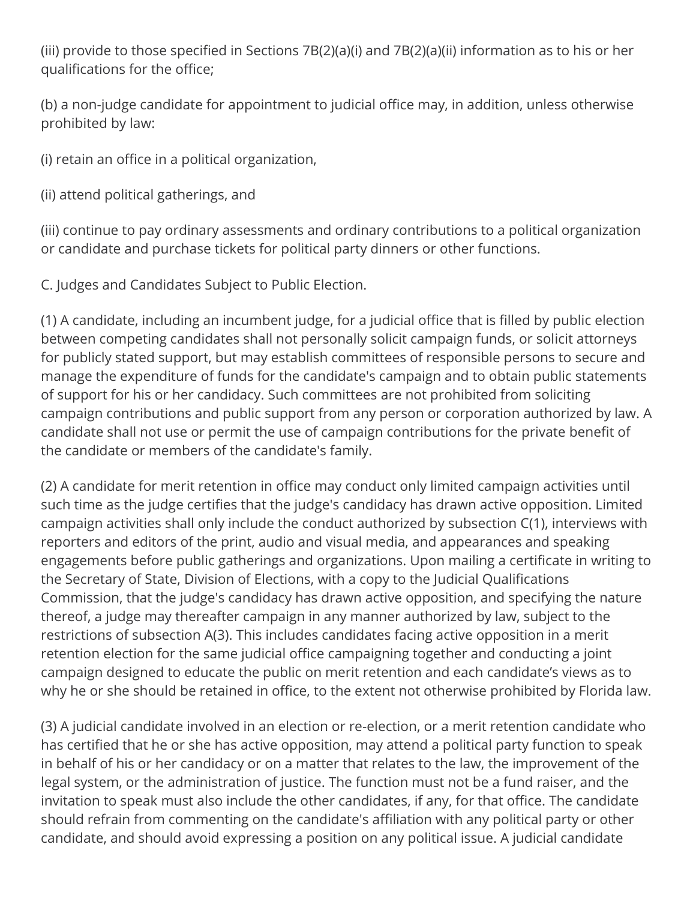(iii) provide to those specified in Sections 7B(2)(a)(i) and 7B(2)(a)(ii) information as to his or her qualifications for the office;

(b) a non-judge candidate for appointment to judicial office may, in addition, unless otherwise prohibited by law:

(i) retain an office in a political organization,

(ii) attend political gatherings, and

(iii) continue to pay ordinary assessments and ordinary contributions to a political organization or candidate and purchase tickets for political party dinners or other functions.

C. Judges and Candidates Subject to Public Election.

(1) A candidate, including an incumbent judge, for a judicial office that is filled by public election between competing candidates shall not personally solicit campaign funds, or solicit attorneys for publicly stated support, but may establish committees of responsible persons to secure and manage the expenditure of funds for the candidate's campaign and to obtain public statements of support for his or her candidacy. Such committees are not prohibited from soliciting campaign contributions and public support from any person or corporation authorized by law. A candidate shall not use or permit the use of campaign contributions for the private benefit of the candidate or members of the candidate's family.

(2) A candidate for merit retention in office may conduct only limited campaign activities until such time as the judge certifies that the judge's candidacy has drawn active opposition. Limited campaign activities shall only include the conduct authorized by subsection C(1), interviews with reporters and editors of the print, audio and visual media, and appearances and speaking engagements before public gatherings and organizations. Upon mailing a certificate in writing to the Secretary of State, Division of Elections, with a copy to the Judicial Qualifications Commission, that the judge's candidacy has drawn active opposition, and specifying the nature thereof, a judge may thereafter campaign in any manner authorized by law, subject to the restrictions of subsection A(3). This includes candidates facing active opposition in a merit retention election for the same judicial office campaigning together and conducting a joint campaign designed to educate the public on merit retention and each candidate's views as to why he or she should be retained in office, to the extent not otherwise prohibited by Florida law.

(3) A judicial candidate involved in an election or re-election, or a merit retention candidate who has certified that he or she has active opposition, may attend a political party function to speak in behalf of his or her candidacy or on a matter that relates to the law, the improvement of the legal system, or the administration of justice. The function must not be a fund raiser, and the invitation to speak must also include the other candidates, if any, for that office. The candidate should refrain from commenting on the candidate's affiliation with any political party or other candidate, and should avoid expressing a position on any political issue. A judicial candidate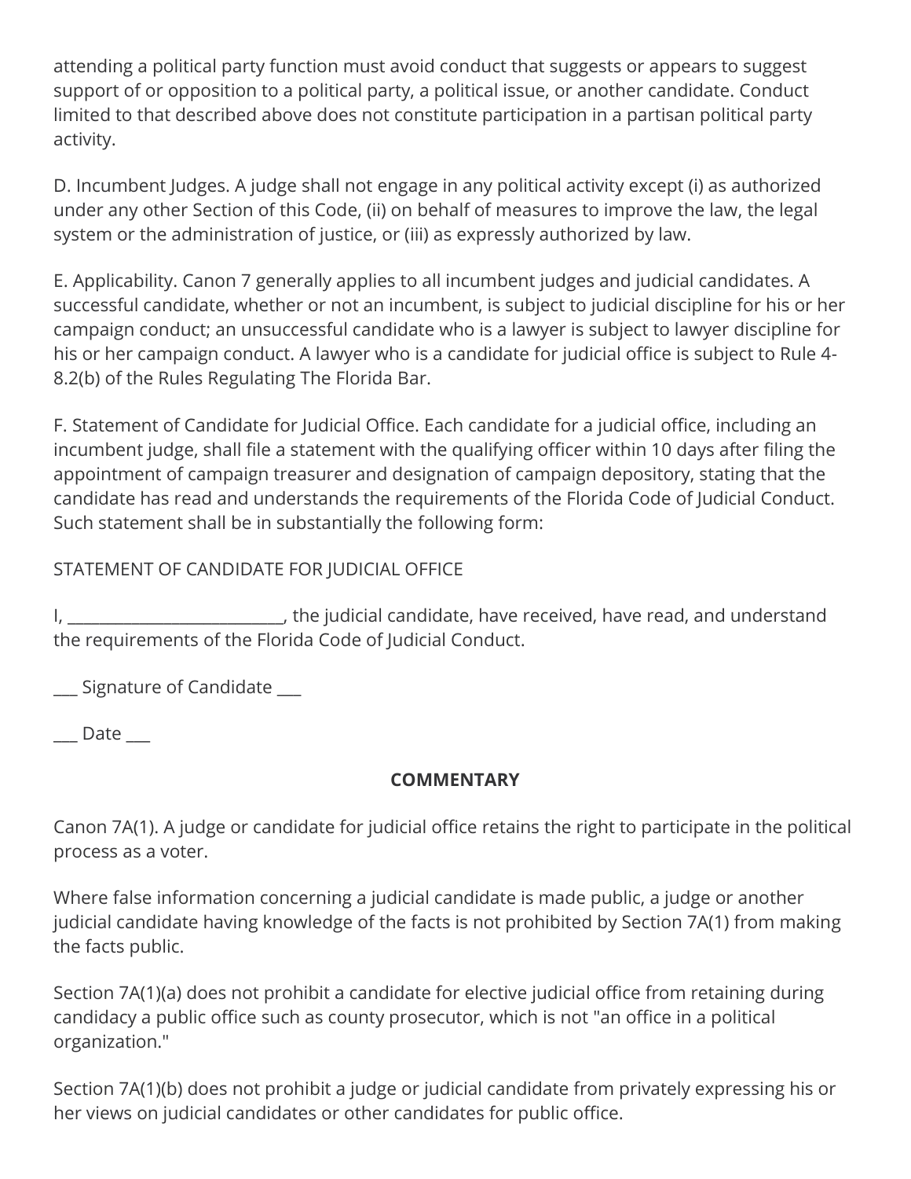attending a political party function must avoid conduct that suggests or appears to suggest support of or opposition to a political party, a political issue, or another candidate. Conduct limited to that described above does not constitute participation in a partisan political party activity.

D. Incumbent Judges. A judge shall not engage in any political activity except (i) as authorized under any other Section of this Code, (ii) on behalf of measures to improve the law, the legal system or the administration of justice, or (iii) as expressly authorized by law.

E. Applicability. Canon 7 generally applies to all incumbent judges and judicial candidates. A successful candidate, whether or not an incumbent, is subject to judicial discipline for his or her campaign conduct; an unsuccessful candidate who is a lawyer is subject to lawyer discipline for his or her campaign conduct. A lawyer who is a candidate for judicial office is subject to Rule 4-8.2(b) of the Rules Regulating The Florida Bar.

F. Statement of Candidate for Judicial Office. Each candidate for a judicial office, including an incumbent judge, shall file a statement with the qualifying officer within 10 days after filing the appointment of campaign treasurer and designation of campaign depository, stating that the candidate has read and understands the requirements of the Florida Code of Judicial Conduct. Such statement shall be in substantially the following form:

STATEMENT OF CANDIDATE FOR JUDICIAL OFFICE

I, __________________________, the judicial candidate, have received, have read, and understand the requirements of the Florida Code of Judicial Conduct.

___ Signature of Candidate ___

___ Date ___

**COMMENTARY**

Canon 7A(1). A judge or candidate for judicial office retains the right to participate in the political process as a voter.

Where false information concerning a judicial candidate is made public, a judge or another judicial candidate having knowledge of the facts is not prohibited by Section 7A(1) from making the facts public.

Section 7A(1)(a) does not prohibit a candidate for elective judicial office from retaining during candidacy a public office such as county prosecutor, which is not "an office in a political organization."

Section 7A(1)(b) does not prohibit a judge or judicial candidate from privately expressing his or her views on judicial candidates or other candidates for public office.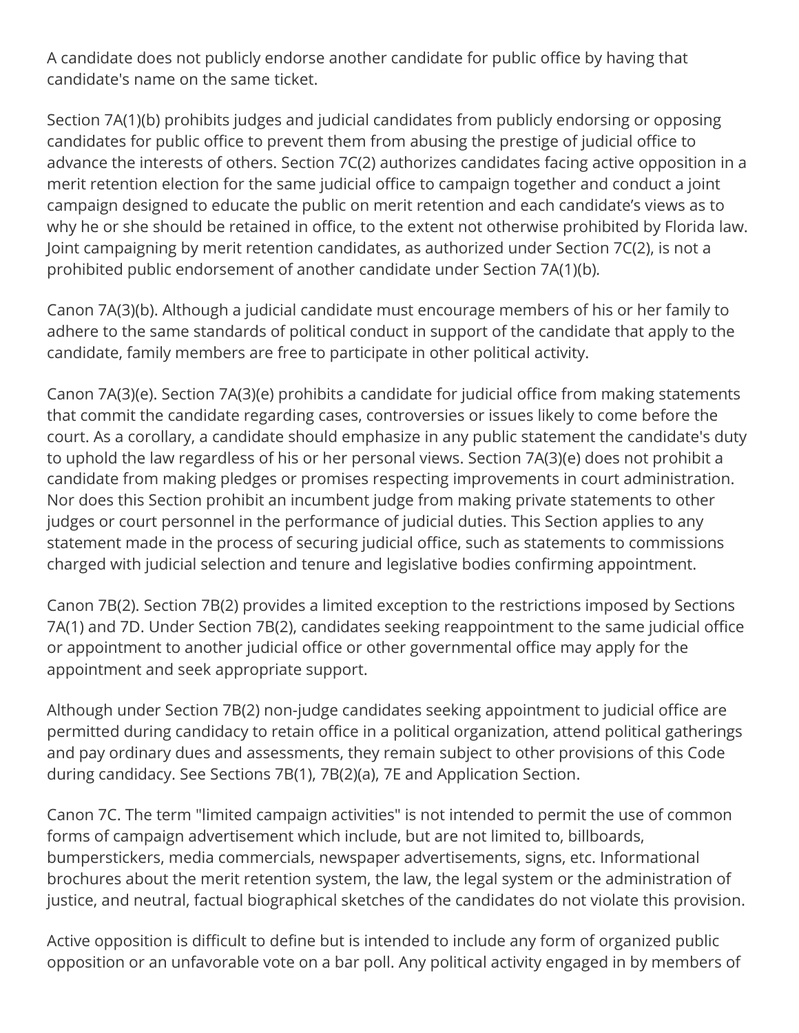A candidate does not publicly endorse another candidate for public office by having that candidate's name on the same ticket.

Section 7A(1)(b) prohibits judges and judicial candidates from publicly endorsing or opposing candidates for public office to prevent them from abusing the prestige of judicial office to advance the interests of others. Section 7C(2) authorizes candidates facing active opposition in a merit retention election for the same judicial office to campaign together and conduct a joint campaign designed to educate the public on merit retention and each candidate's views as to why he or she should be retained in office, to the extent not otherwise prohibited by Florida law. Joint campaigning by merit retention candidates, as authorized under Section 7C(2), is not a prohibited public endorsement of another candidate under Section 7A(1)(b).

Canon 7A(3)(b). Although a judicial candidate must encourage members of his or her family to adhere to the same standards of political conduct in support of the candidate that apply to the candidate, family members are free to participate in other political activity.

Canon 7A(3)(e). Section 7A(3)(e) prohibits a candidate for judicial office from making statements that commit the candidate regarding cases, controversies or issues likely to come before the court. As a corollary, a candidate should emphasize in any public statement the candidate's duty to uphold the law regardless of his or her personal views. Section 7A(3)(e) does not prohibit a candidate from making pledges or promises respecting improvements in court administration. Nor does this Section prohibit an incumbent judge from making private statements to other judges or court personnel in the performance of judicial duties. This Section applies to any statement made in the process of securing judicial office, such as statements to commissions charged with judicial selection and tenure and legislative bodies confirming appointment.

Canon 7B(2). Section 7B(2) provides a limited exception to the restrictions imposed by Sections 7A(1) and 7D. Under Section 7B(2), candidates seeking reappointment to the same judicial office or appointment to another judicial office or other governmental office may apply for the appointment and seek appropriate support.

Although under Section 7B(2) non-judge candidates seeking appointment to judicial office are permitted during candidacy to retain office in a political organization, attend political gatherings and pay ordinary dues and assessments, they remain subject to other provisions of this Code during candidacy. See Sections 7B(1), 7B(2)(a), 7E and Application Section.

Canon 7C. The term "limited campaign activities" is not intended to permit the use of common forms of campaign advertisement which include, but are not limited to, billboards, bumperstickers, media commercials, newspaper advertisements, signs, etc. Informational brochures about the merit retention system, the law, the legal system or the administration of justice, and neutral, factual biographical sketches of the candidates do not violate this provision.

Active opposition is difficult to define but is intended to include any form of organized public opposition or an unfavorable vote on a bar poll. Any political activity engaged in by members of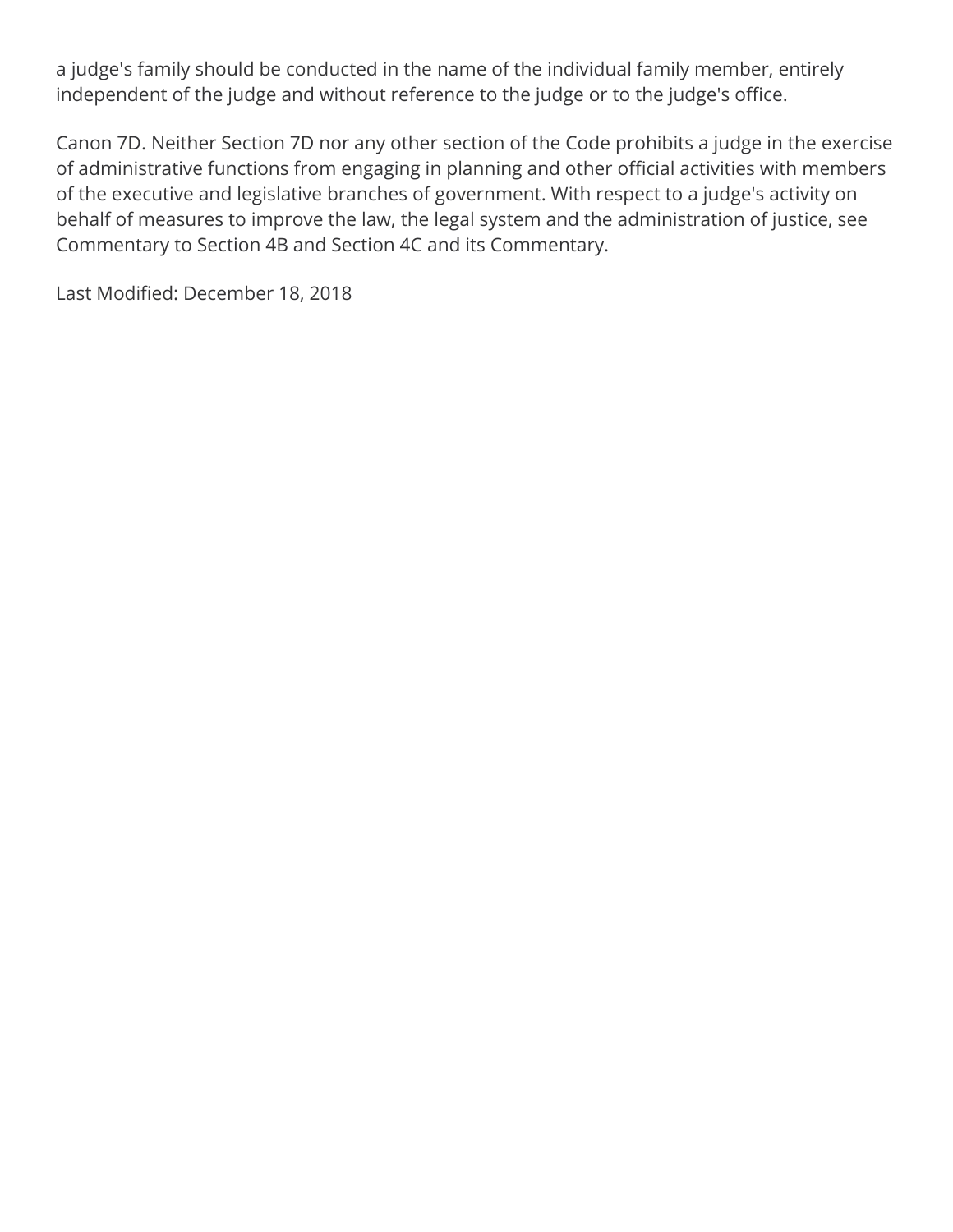a judge's family should be conducted in the name of the individual family member, entirely independent of the judge and without reference to the judge or to the judge's office.

Canon 7D. Neither Section 7D nor any other section of the Code prohibits a judge in the exercise of administrative functions from engaging in planning and other official activities with members of the executive and legislative branches of government. With respect to a judge's activity on behalf of measures to improve the law, the legal system and the administration of justice, see Commentary to Section 4B and Section 4C and its Commentary.

Last Modified: December 18, 2018